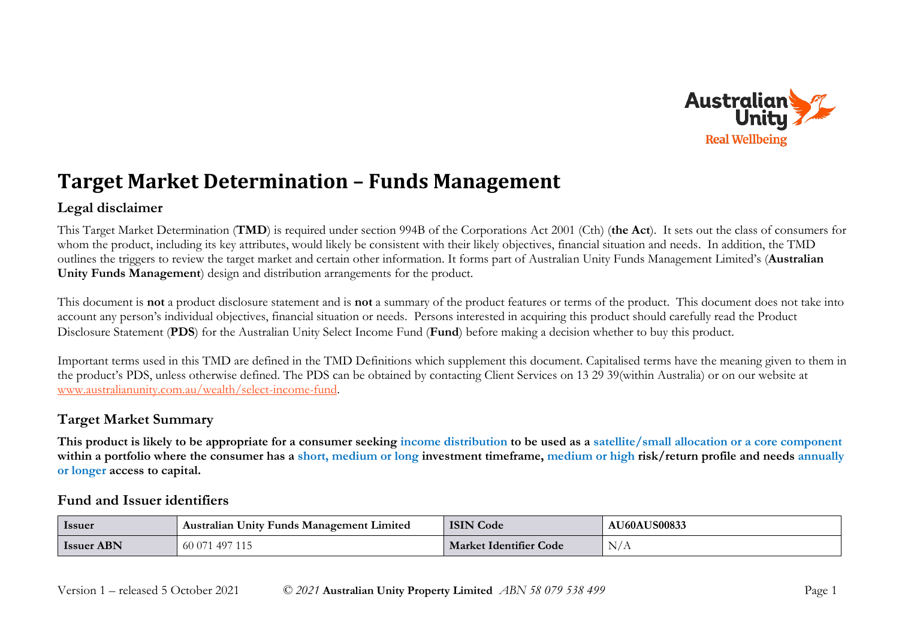# Target Market Determination – Funds Management

## Legal disclaimer

This Target Market Determination (**TMD**) is required under section 994B of the Corporations Act 2001 (Cth) (**the Act**). It sets out the class of consumers for whom the product, including its key attributes, would likely be consistent with their likely objectives, financial situation and needs. In addition, the TMD outlines the triggers to review the target market and certain other information. It forms part of Australian Unity Funds Management Limited's (**Australian Unity Funds Management**) design and distribution arrangements for the product.

This document is **not** a product disclosure statement and is **not** a summary of the product features or terms of the product. This document does not take into account any person's individual objectives, financial situation or needs. Persons interested in acquiring this product should carefully read the Product Disclosure Statement (**PDS**) for the Australian Unity Select Income Fund (**Fund**) before making a decision whether to buy this product.

Important terms used in this TMD are defined in the TMD Definitions which supplement this document. Capitalised terms have the meaning given to them in the product's PDS, unless otherwise defined. The PDS can be obtained by contacting Client Services on 13 29 39(within Australia) or on our website at www.australianunity.com.au/wealth/select-income-fund.

## Target Market Summary

**This product is likely to be appropriate for a consumer seeking income distribution to be used as a satellite/small allocation or a core component within a portfolio where the consumer has a short, medium or long investment timeframe, medium or high risk/return profile and needs annually or longer access to capital.**

## Fund and Issuer identifiers

| Issuer | Australian Unity Funds Management Limited | ISIN Code | AU60AUS00833 |
|---|---|---|---|
| Issuer ABN | 60 071 497 115 | Market Identifier Code | N/A |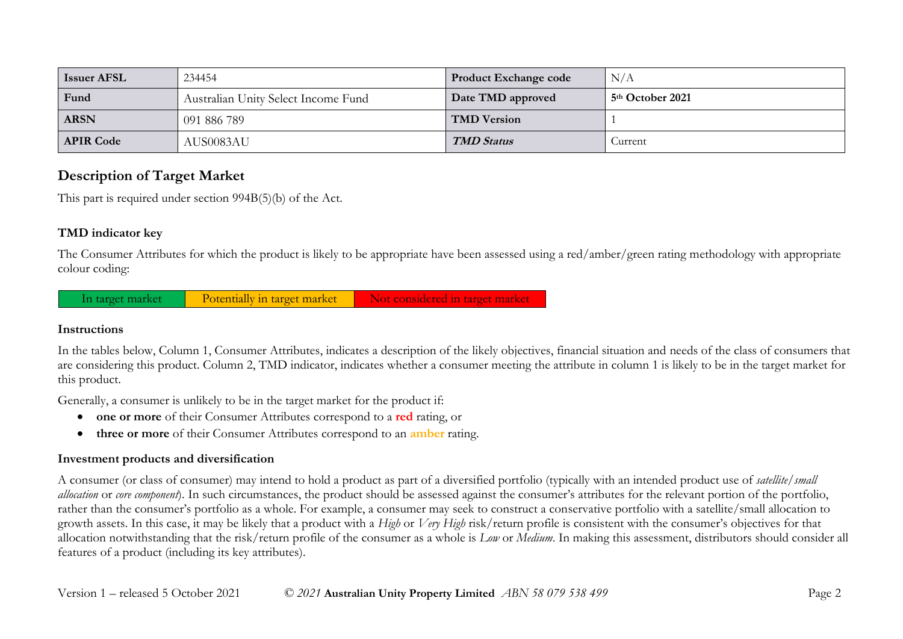| Issuer AFSL | 234454 | Product Exchange code | N/A |
|---|---|---|---|
| Fund | Australian Unity Select Income Fund | Date TMD approved | 5th October 2021 |
| ARSN | 091 886 789 | TMD Version | 1 |
| APIR Code | AUS0083AU | *TMD Status* | Current |

## Description of Target Market

This part is required under section 994B(5)(b) of the Act.

### TMD indicator key

The Consumer Attributes for which the product is likely to be appropriate have been assessed using a red/amber/green rating methodology with appropriate colour coding:

| In target market | Potentially in target market | Not considered in target market |
|---|---|---|

### Instructions

In the tables below, Column 1, Consumer Attributes, indicates a description of the likely objectives, financial situation and needs of the class of consumers that are considering this product. Column 2, TMD indicator, indicates whether a consumer meeting the attribute in column 1 is likely to be in the target market for this product.

Generally, a consumer is unlikely to be in the target market for the product if:

- **one or more** of their Consumer Attributes correspond to a **red** rating, or
- **three or more** of their Consumer Attributes correspond to an **amber** rating.

### Investment products and diversification

A consumer (or class of consumer) may intend to hold a product as part of a diversified portfolio (typically with an intended product use of *satellite/small allocation* or *core component*). In such circumstances, the product should be assessed against the consumer's attributes for the relevant portion of the portfolio, rather than the consumer's portfolio as a whole. For example, a consumer may seek to construct a conservative portfolio with a satellite/small allocation to growth assets. In this case, it may be likely that a product with a *High* or *Very High* risk/return profile is consistent with the consumer's objectives for that allocation notwithstanding that the risk/return profile of the consumer as a whole is *Low* or *Medium*. In making this assessment, distributors should consider all features of a product (including its key attributes).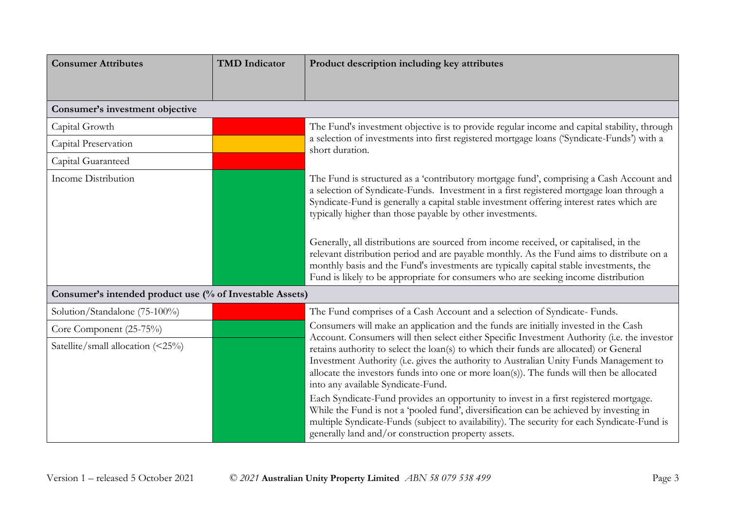| Consumer Attributes | TMD Indicator | Product description including key attributes |
|---|---|---|
| **Consumer's investment objective** | | |
| Capital Growth | Red | The Fund's investment objective is to provide regular income and capital stability, through a selection of investments into first registered mortgage loans ('Syndicate-Funds') with a short duration. |
| Capital Preservation | Amber | |
| Capital Guaranteed | Red | |
| Income Distribution | Green | The Fund is structured as a 'contributory mortgage fund', comprising a Cash Account and a selection of Syndicate-Funds. Investment in a first registered mortgage loan through a Syndicate-Fund is generally a capital stable investment offering interest rates which are typically higher than those payable by other investments.<br><br>Generally, all distributions are sourced from income received, or capitalised, in the relevant distribution period and are payable monthly. As the Fund aims to distribute on a monthly basis and the Fund's investments are typically capital stable investments, the Fund is likely to be appropriate for consumers who are seeking income distribution |
| **Consumer's intended product use (% of Investable Assets)** | | |
| Solution/Standalone (75-100%) | Red | The Fund comprises of a Cash Account and a selection of Syndicate- Funds. |
| Core Component (25-75%) | Green | Consumers will make an application and the funds are initially invested in the Cash Account. Consumers will then select either Specific Investment Authority (i.e. the investor retains authority to select the loan(s) to which their funds are allocated) or General Investment Authority (i.e. gives the authority to Australian Unity Funds Management to allocate the investors funds into one or more loan(s)). The funds will then be allocated into any available Syndicate-Fund. |
| Satellite/small allocation (<25%) | Green | Each Syndicate-Fund provides an opportunity to invest in a first registered mortgage. While the Fund is not a 'pooled fund', diversification can be achieved by investing in multiple Syndicate-Funds (subject to availability). The security for each Syndicate-Fund is generally land and/or construction property assets. |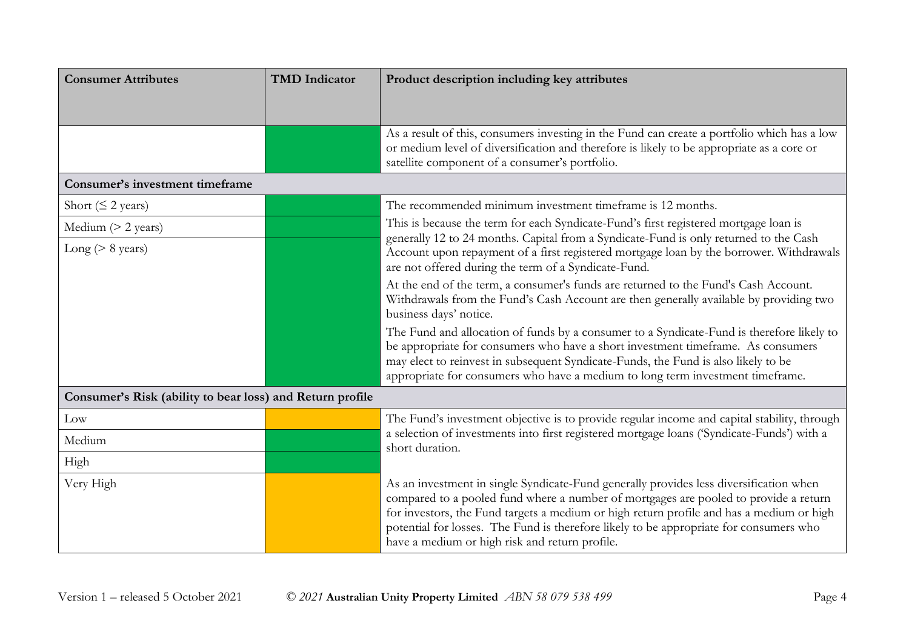| Consumer Attributes | TMD Indicator | Product description including key attributes |
|---|---|---|
| | | As a result of this, consumers investing in the Fund can create a portfolio which has a low or medium level of diversification and therefore is likely to be appropriate as a core or satellite component of a consumer's portfolio. |
| **Consumer's investment timeframe** | | |
| Short (≤ 2 years) | | The recommended minimum investment timeframe is 12 months. |
| Medium (> 2 years) | | This is because the term for each Syndicate-Fund's first registered mortgage loan is generally 12 to 24 months. Capital from a Syndicate-Fund is only returned to the Cash Account upon repayment of a first registered mortgage loan by the borrower. Withdrawals are not offered during the term of a Syndicate-Fund. |
| Long (> 8 years) | | At the end of the term, a consumer's funds are returned to the Fund's Cash Account. Withdrawals from the Fund's Cash Account are then generally available by providing two business days' notice.<br><br>The Fund and allocation of funds by a consumer to a Syndicate-Fund is therefore likely to be appropriate for consumers who have a short investment timeframe. As consumers may elect to reinvest in subsequent Syndicate-Funds, the Fund is also likely to be appropriate for consumers who have a medium to long term investment timeframe. |
| **Consumer's Risk (ability to bear loss) and Return profile** | | |
| Low | | The Fund's investment objective is to provide regular income and capital stability, through a selection of investments into first registered mortgage loans ('Syndicate-Funds') with a short duration. |
| Medium | | |
| High | | |
| Very High | | As an investment in single Syndicate-Fund generally provides less diversification when compared to a pooled fund where a number of mortgages are pooled to provide a return for investors, the Fund targets a medium or high return profile and has a medium or high potential for losses. The Fund is therefore likely to be appropriate for consumers who have a medium or high risk and return profile. |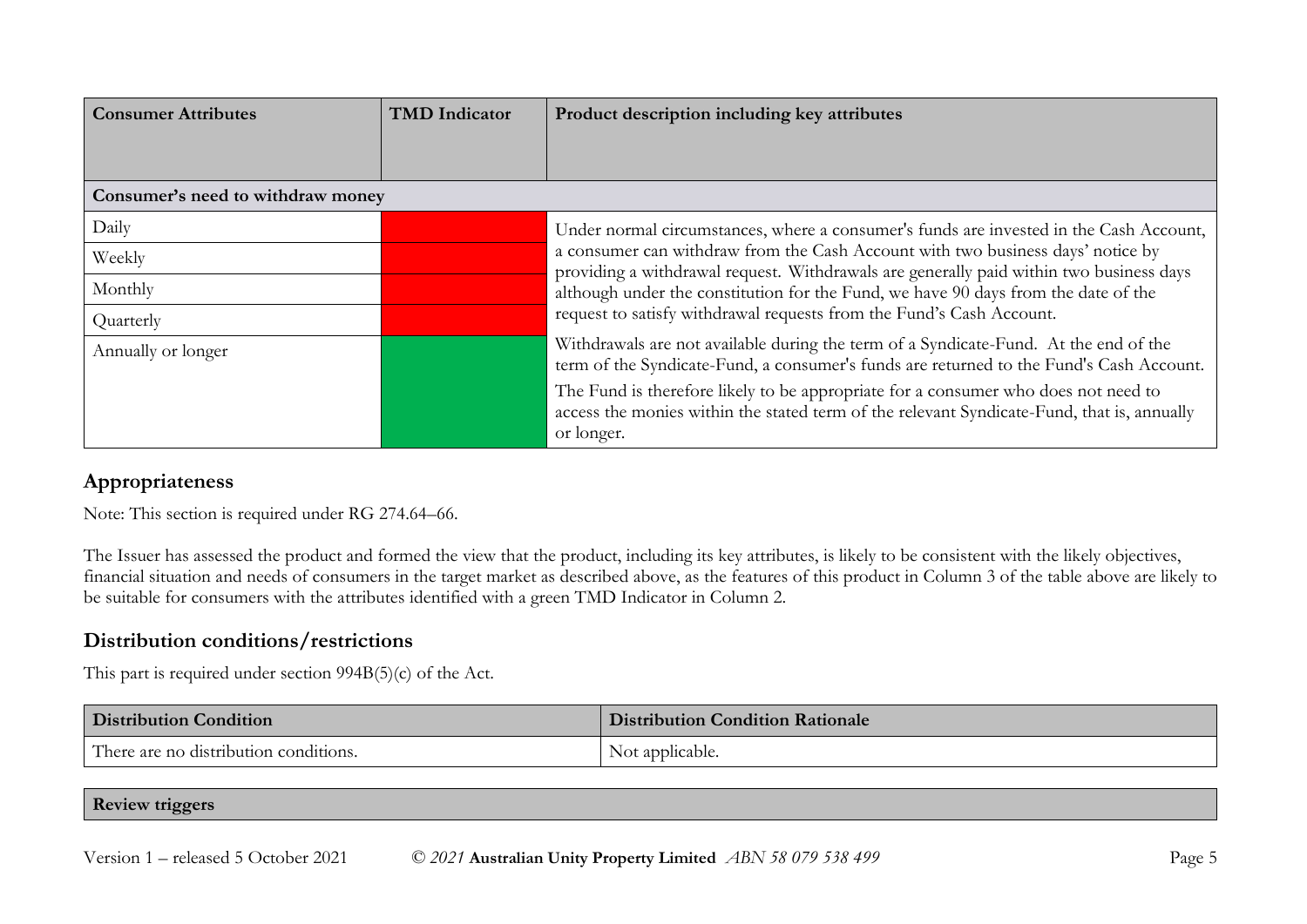| Consumer Attributes | TMD Indicator | Product description including key attributes |
|---|---|---|
| **Consumer's need to withdraw money** | | |
| Daily | Red | Under normal circumstances, where a consumer's funds are invested in the Cash Account, a consumer can withdraw from the Cash Account with two business days' notice by providing a withdrawal request. Withdrawals are generally paid within two business days although under the constitution for the Fund, we have 90 days from the date of the request to satisfy withdrawal requests from the Fund's Cash Account.<br><br>Withdrawals are not available during the term of a Syndicate-Fund. At the end of the term of the Syndicate-Fund, a consumer's funds are returned to the Fund's Cash Account.<br><br>The Fund is therefore likely to be appropriate for a consumer who does not need to access the monies within the stated term of the relevant Syndicate-Fund, that is, annually or longer. |
| Weekly | Red | |
| Monthly | Red | |
| Quarterly | Red | |
| Annually or longer | Green | |

## Appropriateness

Note: This section is required under RG 274.64–66.

The Issuer has assessed the product and formed the view that the product, including its key attributes, is likely to be consistent with the likely objectives, financial situation and needs of consumers in the target market as described above, as the features of this product in Column 3 of the table above are likely to be suitable for consumers with the attributes identified with a green TMD Indicator in Column 2.

## Distribution conditions/restrictions

This part is required under section 994B(5)(c) of the Act.

| Distribution Condition | Distribution Condition Rationale |
|---|---|
| There are no distribution conditions. | Not applicable. |

| Review triggers |
|---|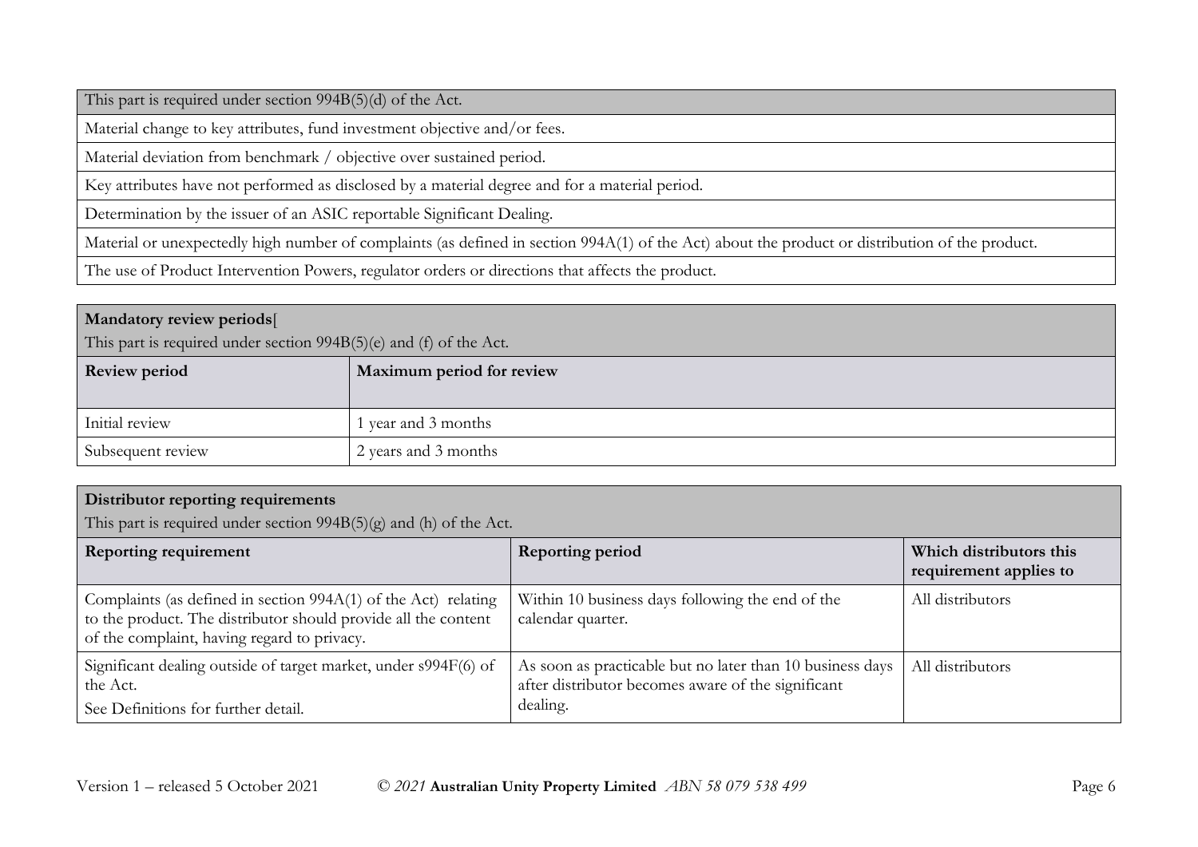| This part is required under section 994B(5)(d) of the Act. |
|---|
| Material change to key attributes, fund investment objective and/or fees. |
| Material deviation from benchmark / objective over sustained period. |
| Key attributes have not performed as disclosed by a material degree and for a material period. |
| Determination by the issuer of an ASIC reportable Significant Dealing. |
| Material or unexpectedly high number of complaints (as defined in section 994A(1) of the Act) about the product or distribution of the product. |
| The use of Product Intervention Powers, regulator orders or directions that affects the product. |

| **Mandatory review periods**[<br>This part is required under section 994B(5)(e) and (f) of the Act. | |
|---|---|
| **Review period** | **Maximum period for review** |
| Initial review | 1 year and 3 months |
| Subsequent review | 2 years and 3 months |

| **Distributor reporting requirements**<br>This part is required under section 994B(5)(g) and (h) of the Act. | | |
|---|---|---|
| **Reporting requirement** | **Reporting period** | **Which distributors this requirement applies to** |
| Complaints (as defined in section 994A(1) of the Act) relating to the product. The distributor should provide all the content of the complaint, having regard to privacy. | Within 10 business days following the end of the calendar quarter. | All distributors |
| Significant dealing outside of target market, under s994F(6) of the Act.<br>See Definitions for further detail. | As soon as practicable but no later than 10 business days after distributor becomes aware of the significant dealing. | All distributors |

Version 1 – released 5 October 2021 © *2021* **Australian Unity Property Limited** *ABN 58 079 538 499*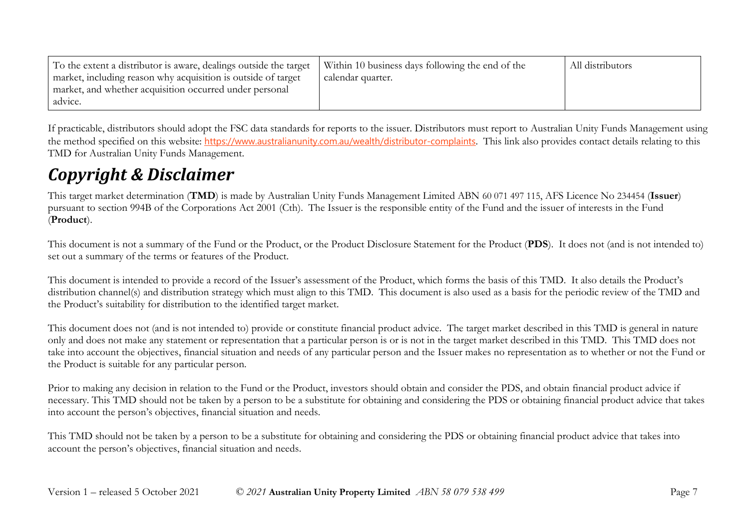| To the extent a distributor is aware, dealings outside the target market, including reason why acquisition is outside of target market, and whether acquisition occurred under personal advice. | Within 10 business days following the end of the calendar quarter. | All distributors |
|---|---|---|

If practicable, distributors should adopt the FSC data standards for reports to the issuer. Distributors must report to Australian Unity Funds Management using the method specified on this website: https://www.australianunity.com.au/wealth/distributor-complaints. This link also provides contact details relating to this TMD for Australian Unity Funds Management.

# ***Copyright & Disclaimer***

This target market determination (**TMD**) is made by Australian Unity Funds Management Limited ABN 60 071 497 115, AFS Licence No 234454 (**Issuer**) pursuant to section 994B of the Corporations Act 2001 (Cth). The Issuer is the responsible entity of the Fund and the issuer of interests in the Fund (**Product**).

This document is not a summary of the Fund or the Product, or the Product Disclosure Statement for the Product (**PDS**). It does not (and is not intended to) set out a summary of the terms or features of the Product.

This document is intended to provide a record of the Issuer's assessment of the Product, which forms the basis of this TMD. It also details the Product's distribution channel(s) and distribution strategy which must align to this TMD. This document is also used as a basis for the periodic review of the TMD and the Product's suitability for distribution to the identified target market.

This document does not (and is not intended to) provide or constitute financial product advice. The target market described in this TMD is general in nature only and does not make any statement or representation that a particular person is or is not in the target market described in this TMD. This TMD does not take into account the objectives, financial situation and needs of any particular person and the Issuer makes no representation as to whether or not the Fund or the Product is suitable for any particular person.

Prior to making any decision in relation to the Fund or the Product, investors should obtain and consider the PDS, and obtain financial product advice if necessary. This TMD should not be taken by a person to be a substitute for obtaining and considering the PDS or obtaining financial product advice that takes into account the person's objectives, financial situation and needs.

This TMD should not be taken by a person to be a substitute for obtaining and considering the PDS or obtaining financial product advice that takes into account the person's objectives, financial situation and needs.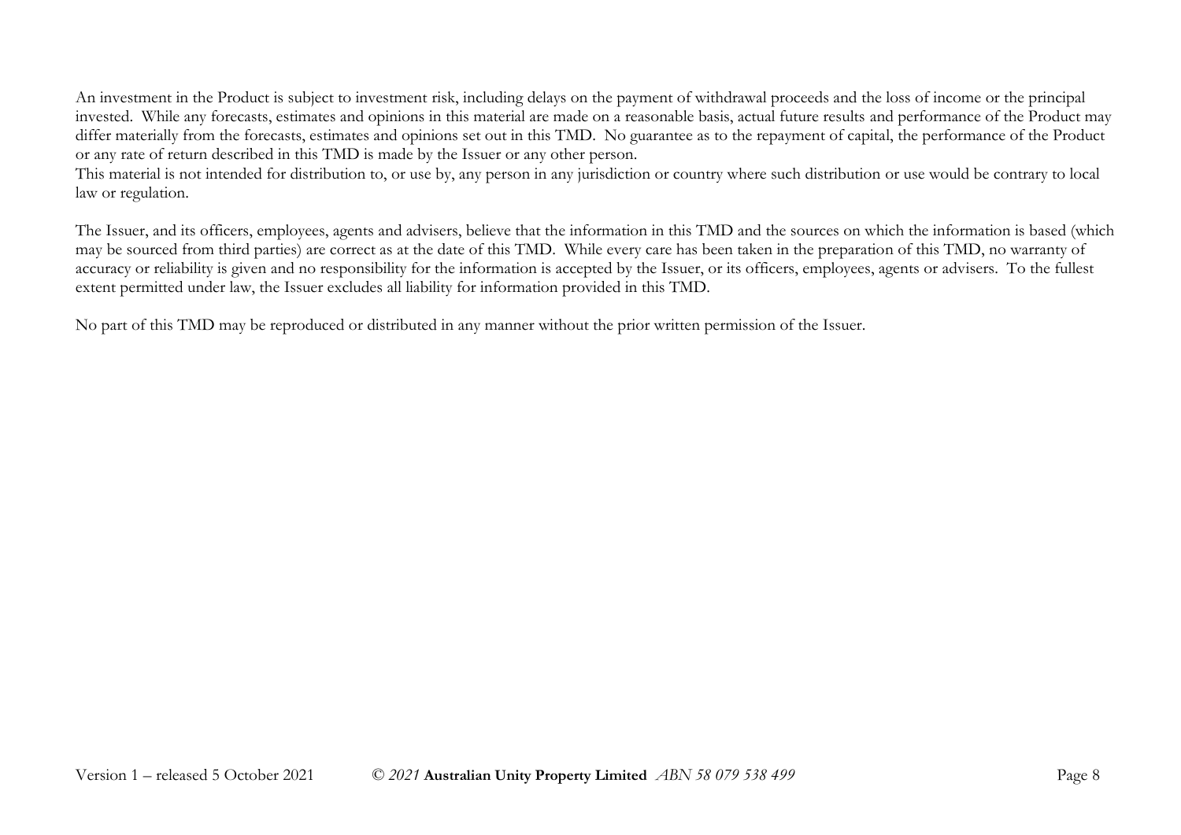An investment in the Product is subject to investment risk, including delays on the payment of withdrawal proceeds and the loss of income or the principal invested. While any forecasts, estimates and opinions in this material are made on a reasonable basis, actual future results and performance of the Product may differ materially from the forecasts, estimates and opinions set out in this TMD. No guarantee as to the repayment of capital, the performance of the Product or any rate of return described in this TMD is made by the Issuer or any other person.
This material is not intended for distribution to, or use by, any person in any jurisdiction or country where such distribution or use would be contrary to local law or regulation.

The Issuer, and its officers, employees, agents and advisers, believe that the information in this TMD and the sources on which the information is based (which may be sourced from third parties) are correct as at the date of this TMD. While every care has been taken in the preparation of this TMD, no warranty of accuracy or reliability is given and no responsibility for the information is accepted by the Issuer, or its officers, employees, agents or advisers. To the fullest extent permitted under law, the Issuer excludes all liability for information provided in this TMD.

No part of this TMD may be reproduced or distributed in any manner without the prior written permission of the Issuer.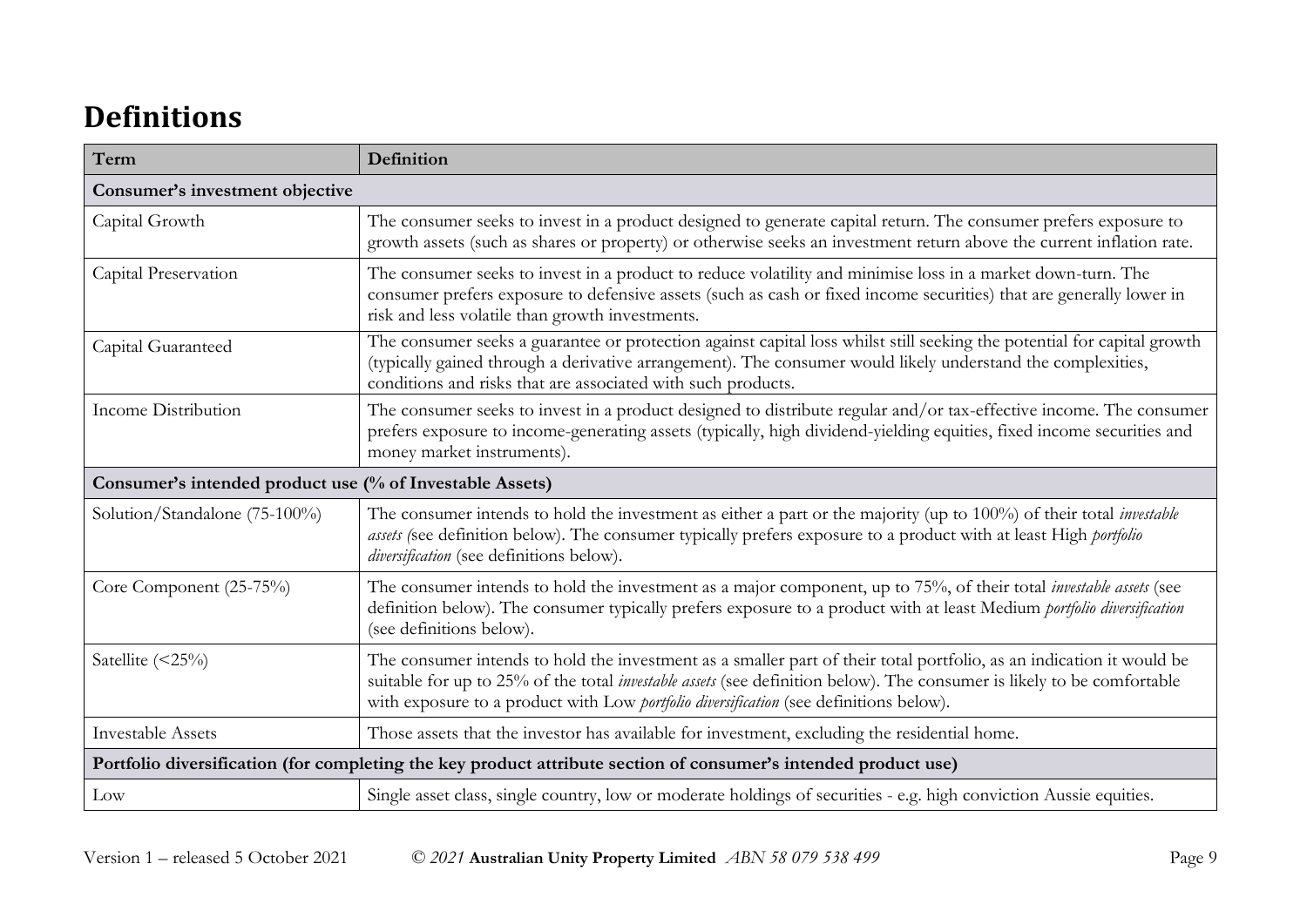## Definitions

| Term | Definition |
|---|---|
| **Consumer's investment objective** | |
| Capital Growth | The consumer seeks to invest in a product designed to generate capital return. The consumer prefers exposure to growth assets (such as shares or property) or otherwise seeks an investment return above the current inflation rate. |
| Capital Preservation | The consumer seeks to invest in a product to reduce volatility and minimise loss in a market down-turn. The consumer prefers exposure to defensive assets (such as cash or fixed income securities) that are generally lower in risk and less volatile than growth investments. |
| Capital Guaranteed | The consumer seeks a guarantee or protection against capital loss whilst still seeking the potential for capital growth (typically gained through a derivative arrangement). The consumer would likely understand the complexities, conditions and risks that are associated with such products. |
| Income Distribution | The consumer seeks to invest in a product designed to distribute regular and/or tax-effective income. The consumer prefers exposure to income-generating assets (typically, high dividend-yielding equities, fixed income securities and money market instruments). |
| **Consumer's intended product use (% of Investable Assets)** | |
| Solution/Standalone (75-100%) | The consumer intends to hold the investment as either a part or the majority (up to 100%) of their total *investable assets (*see definition below). The consumer typically prefers exposure to a product with at least High *portfolio diversification* (see definitions below). |
| Core Component (25-75%) | The consumer intends to hold the investment as a major component, up to 75%, of their total *investable assets* (see definition below). The consumer typically prefers exposure to a product with at least Medium *portfolio diversification* (see definitions below). |
| Satellite (<25%) | The consumer intends to hold the investment as a smaller part of their total portfolio, as an indication it would be suitable for up to 25% of the total *investable assets* (see definition below). The consumer is likely to be comfortable with exposure to a product with Low *portfolio diversification* (see definitions below). |
| Investable Assets | Those assets that the investor has available for investment, excluding the residential home. |
| **Portfolio diversification (for completing the key product attribute section of consumer's intended product use)** | |
| Low | Single asset class, single country, low or moderate holdings of securities - e.g. high conviction Aussie equities. |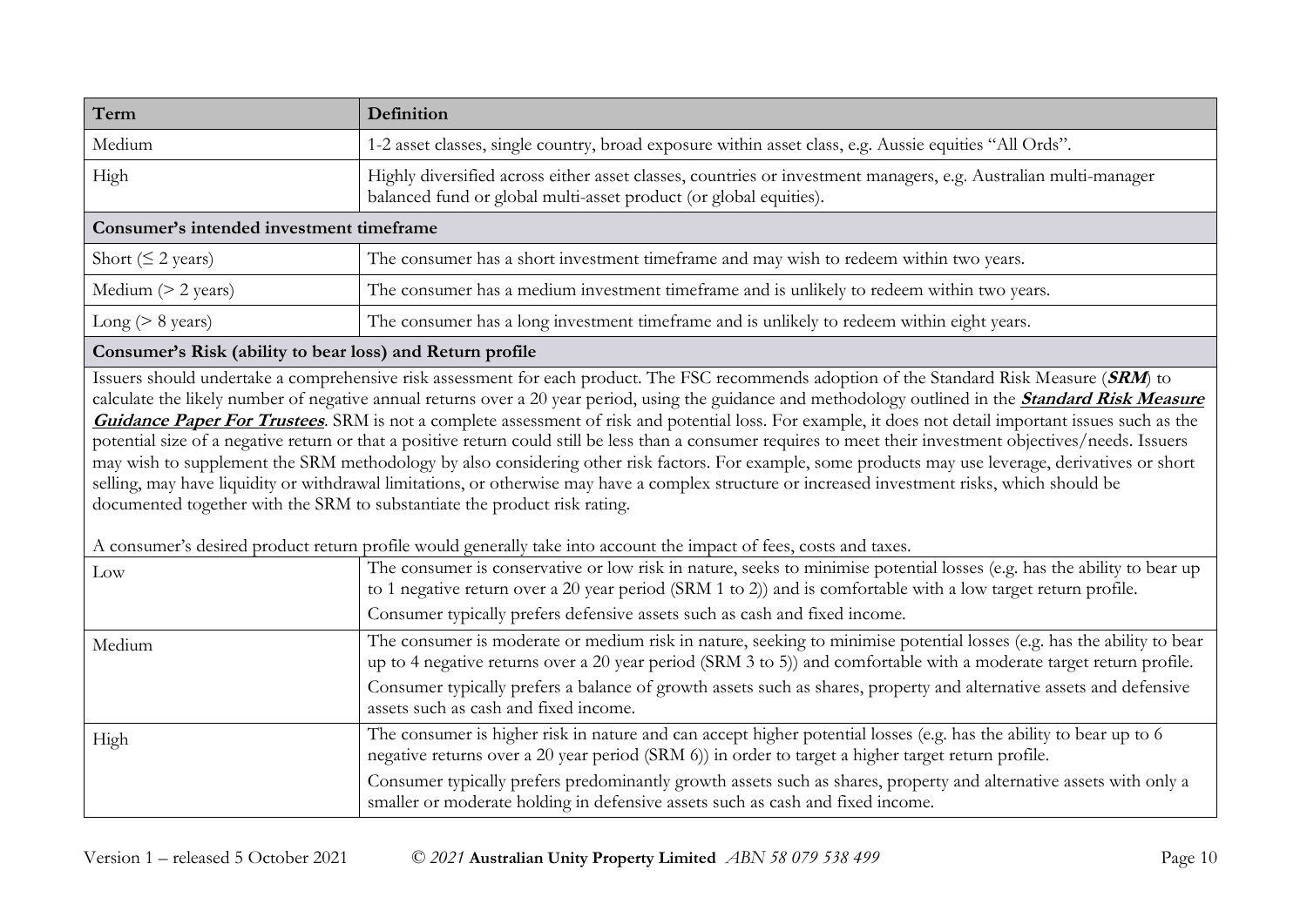| Term | Definition |
|---|---|
| Medium | 1-2 asset classes, single country, broad exposure within asset class, e.g. Aussie equities "All Ords". |
| High | Highly diversified across either asset classes, countries or investment managers, e.g. Australian multi-manager balanced fund or global multi-asset product (or global equities). |
| **Consumer's intended investment timeframe** | |
| Short (≤ 2 years) | The consumer has a short investment timeframe and may wish to redeem within two years. |
| Medium (> 2 years) | The consumer has a medium investment timeframe and is unlikely to redeem within two years. |
| Long (> 8 years) | The consumer has a long investment timeframe and is unlikely to redeem within eight years. |
| **Consumer's Risk (ability to bear loss) and Return profile** | |
| Issuers should undertake a comprehensive risk assessment for each product. The FSC recommends adoption of the Standard Risk Measure (***SRM***) to calculate the likely number of negative annual returns over a 20 year period, using the guidance and methodology outlined in the ***Standard Risk Measure Guidance Paper For Trustees***. SRM is not a complete assessment of risk and potential loss. For example, it does not detail important issues such as the potential size of a negative return or that a positive return could still be less than a consumer requires to meet their investment objectives/needs. Issuers may wish to supplement the SRM methodology by also considering other risk factors. For example, some products may use leverage, derivatives or short selling, may have liquidity or withdrawal limitations, or otherwise may have a complex structure or increased investment risks, which should be documented together with the SRM to substantiate the product risk rating. A consumer's desired product return profile would generally take into account the impact of fees, costs and taxes. | |
| Low | The consumer is conservative or low risk in nature, seeks to minimise potential losses (e.g. has the ability to bear up to 1 negative return over a 20 year period (SRM 1 to 2)) and is comfortable with a low target return profile. Consumer typically prefers defensive assets such as cash and fixed income. |
| Medium | The consumer is moderate or medium risk in nature, seeking to minimise potential losses (e.g. has the ability to bear up to 4 negative returns over a 20 year period (SRM 3 to 5)) and comfortable with a moderate target return profile. Consumer typically prefers a balance of growth assets such as shares, property and alternative assets and defensive assets such as cash and fixed income. |
| High | The consumer is higher risk in nature and can accept higher potential losses (e.g. has the ability to bear up to 6 negative returns over a 20 year period (SRM 6)) in order to target a higher target return profile. Consumer typically prefers predominantly growth assets such as shares, property and alternative assets with only a smaller or moderate holding in defensive assets such as cash and fixed income. |

Version 1 – released 5 October 2021 © *2021* **Australian Unity Property Limited** *ABN 58 079 538 499*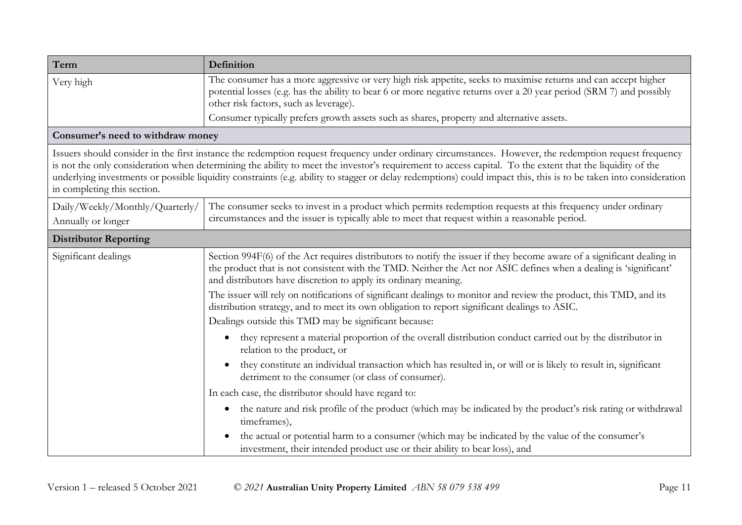| Term | Definition |
| --- | --- |
| Very high | The consumer has a more aggressive or very high risk appetite, seeks to maximise returns and can accept higher potential losses (e.g. has the ability to bear 6 or more negative returns over a 20 year period (SRM 7) and possibly other risk factors, such as leverage).<br><br>Consumer typically prefers growth assets such as shares, property and alternative assets. |
| **Consumer's need to withdraw money** | |
| Issuers should consider in the first instance the redemption request frequency under ordinary circumstances. However, the redemption request frequency is not the only consideration when determining the ability to meet the investor's requirement to access capital. To the extent that the liquidity of the underlying investments or possible liquidity constraints (e.g. ability to stagger or delay redemptions) could impact this, this is to be taken into consideration in completing this section. | |
| Daily/Weekly/Monthly/Quarterly/ Annually or longer | The consumer seeks to invest in a product which permits redemption requests at this frequency under ordinary circumstances and the issuer is typically able to meet that request within a reasonable period. |
| **Distributor Reporting** | |
| Significant dealings | Section 994F(6) of the Act requires distributors to notify the issuer if they become aware of a significant dealing in the product that is not consistent with the TMD. Neither the Act nor ASIC defines when a dealing is 'significant' and distributors have discretion to apply its ordinary meaning.<br><br>The issuer will rely on notifications of significant dealings to monitor and review the product, this TMD, and its distribution strategy, and to meet its own obligation to report significant dealings to ASIC.<br><br>Dealings outside this TMD may be significant because:<br><br>• they represent a material proportion of the overall distribution conduct carried out by the distributor in relation to the product, or<br>• they constitute an individual transaction which has resulted in, or will or is likely to result in, significant detriment to the consumer (or class of consumer).<br><br>In each case, the distributor should have regard to:<br><br>• the nature and risk profile of the product (which may be indicated by the product's risk rating or withdrawal timeframes),<br>• the actual or potential harm to a consumer (which may be indicated by the value of the consumer's investment, their intended product use or their ability to bear loss), and |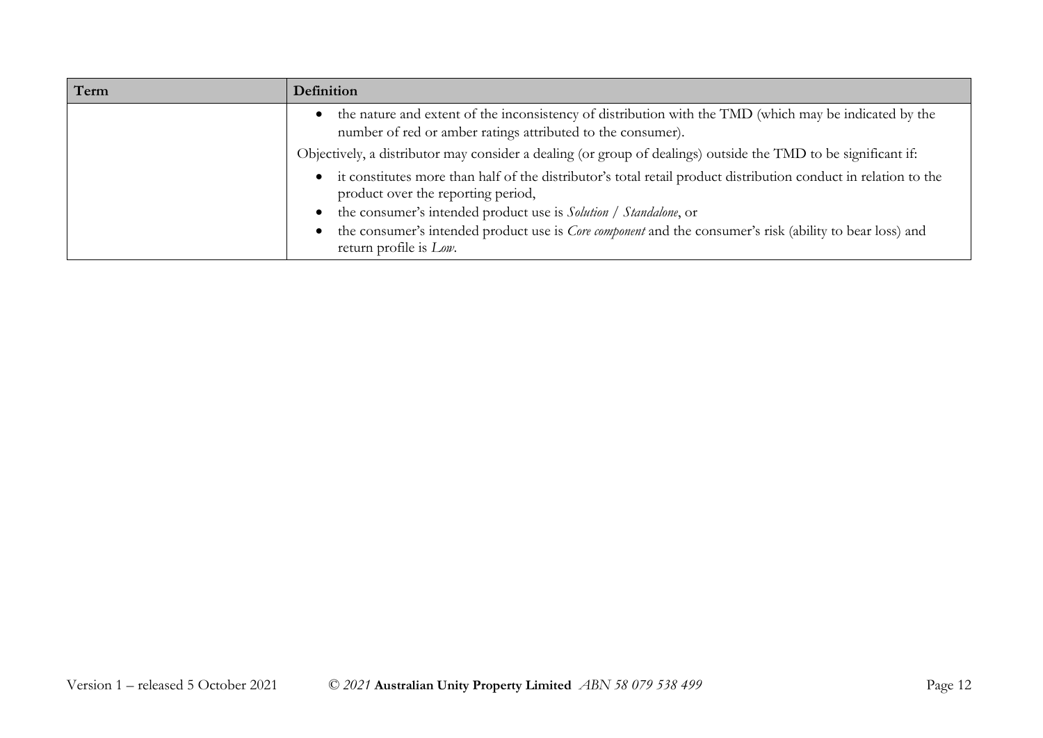| Term | Definition |
|---|---|
| | • the nature and extent of the inconsistency of distribution with the TMD (which may be indicated by the number of red or amber ratings attributed to the consumer).<br><br>Objectively, a distributor may consider a dealing (or group of dealings) outside the TMD to be significant if:<br><br>• it constitutes more than half of the distributor's total retail product distribution conduct in relation to the product over the reporting period,<br>• the consumer's intended product use is *Solution / Standalone*, or<br>• the consumer's intended product use is *Core component* and the consumer's risk (ability to bear loss) and return profile is *Low*. |